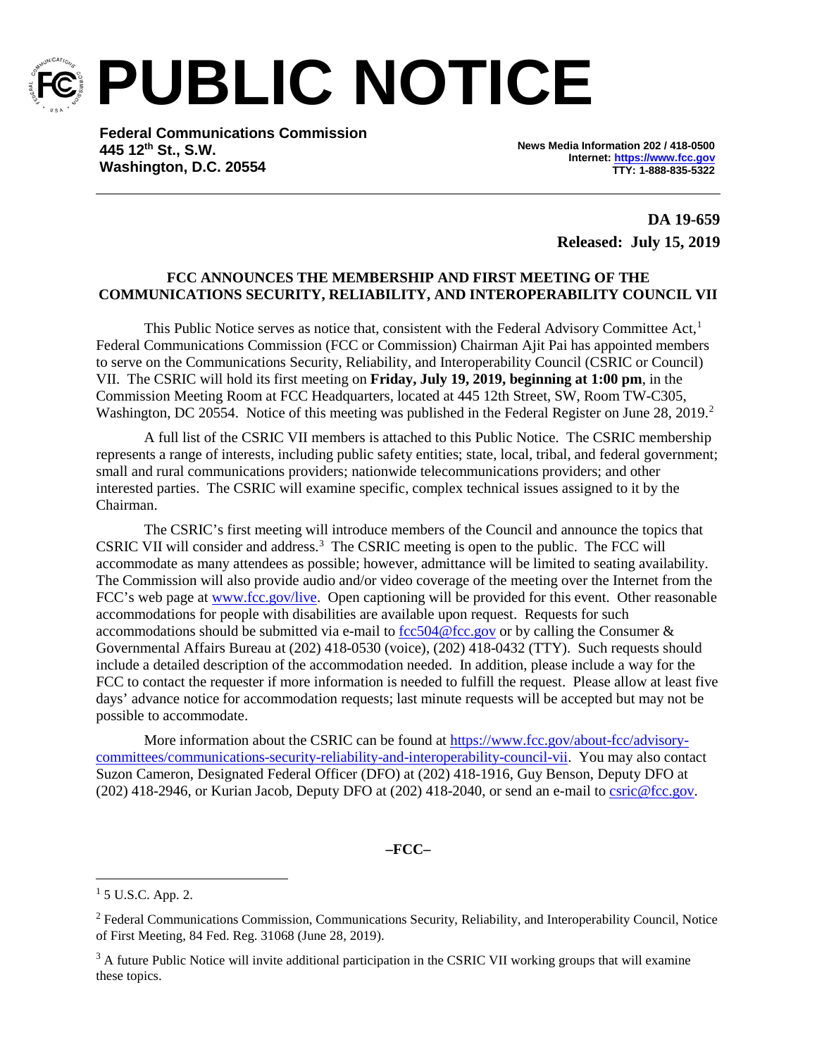# PUBLIC NOTICE

**Federal Communications Commission**
**445 12th St., S.W.**
**Washington, D.C. 20554**

**News Media Information 202 / 418-0500**
**Internet: https://www.fcc.gov**
**TTY: 1-888-835-5322**

**DA 19-659**
**Released: July 15, 2019**

**FCC ANNOUNCES THE MEMBERSHIP AND FIRST MEETING OF THE COMMUNICATIONS SECURITY, RELIABILITY, AND INTEROPERABILITY COUNCIL VII**

This Public Notice serves as notice that, consistent with the Federal Advisory Committee Act,[1] Federal Communications Commission (FCC or Commission) Chairman Ajit Pai has appointed members to serve on the Communications Security, Reliability, and Interoperability Council (CSRIC or Council) VII. The CSRIC will hold its first meeting on **Friday, July 19, 2019, beginning at 1:00 pm**, in the Commission Meeting Room at FCC Headquarters, located at 445 12th Street, SW, Room TW-C305, Washington, DC 20554. Notice of this meeting was published in the Federal Register on June 28, 2019.[2]

A full list of the CSRIC VII members is attached to this Public Notice. The CSRIC membership represents a range of interests, including public safety entities; state, local, tribal, and federal government; small and rural communications providers; nationwide telecommunications providers; and other interested parties. The CSRIC will examine specific, complex technical issues assigned to it by the Chairman.

The CSRIC's first meeting will introduce members of the Council and announce the topics that CSRIC VII will consider and address.[3] The CSRIC meeting is open to the public. The FCC will accommodate as many attendees as possible; however, admittance will be limited to seating availability. The Commission will also provide audio and/or video coverage of the meeting over the Internet from the FCC's web page at www.fcc.gov/live. Open captioning will be provided for this event. Other reasonable accommodations for people with disabilities are available upon request. Requests for such accommodations should be submitted via e-mail to fcc504@fcc.gov or by calling the Consumer & Governmental Affairs Bureau at (202) 418-0530 (voice), (202) 418-0432 (TTY). Such requests should include a detailed description of the accommodation needed. In addition, please include a way for the FCC to contact the requester if more information is needed to fulfill the request. Please allow at least five days' advance notice for accommodation requests; last minute requests will be accepted but may not be possible to accommodate.

More information about the CSRIC can be found at https://www.fcc.gov/about-fcc/advisory-committees/communications-security-reliability-and-interoperability-council-vii. You may also contact Suzon Cameron, Designated Federal Officer (DFO) at (202) 418-1916, Guy Benson, Deputy DFO at (202) 418-2946, or Kurian Jacob, Deputy DFO at (202) 418-2040, or send an e-mail to csric@fcc.gov.

**–FCC–**

---

[1] 5 U.S.C. App. 2.

[2] Federal Communications Commission, Communications Security, Reliability, and Interoperability Council, Notice of First Meeting, 84 Fed. Reg. 31068 (June 28, 2019).

[3] A future Public Notice will invite additional participation in the CSRIC VII working groups that will examine these topics.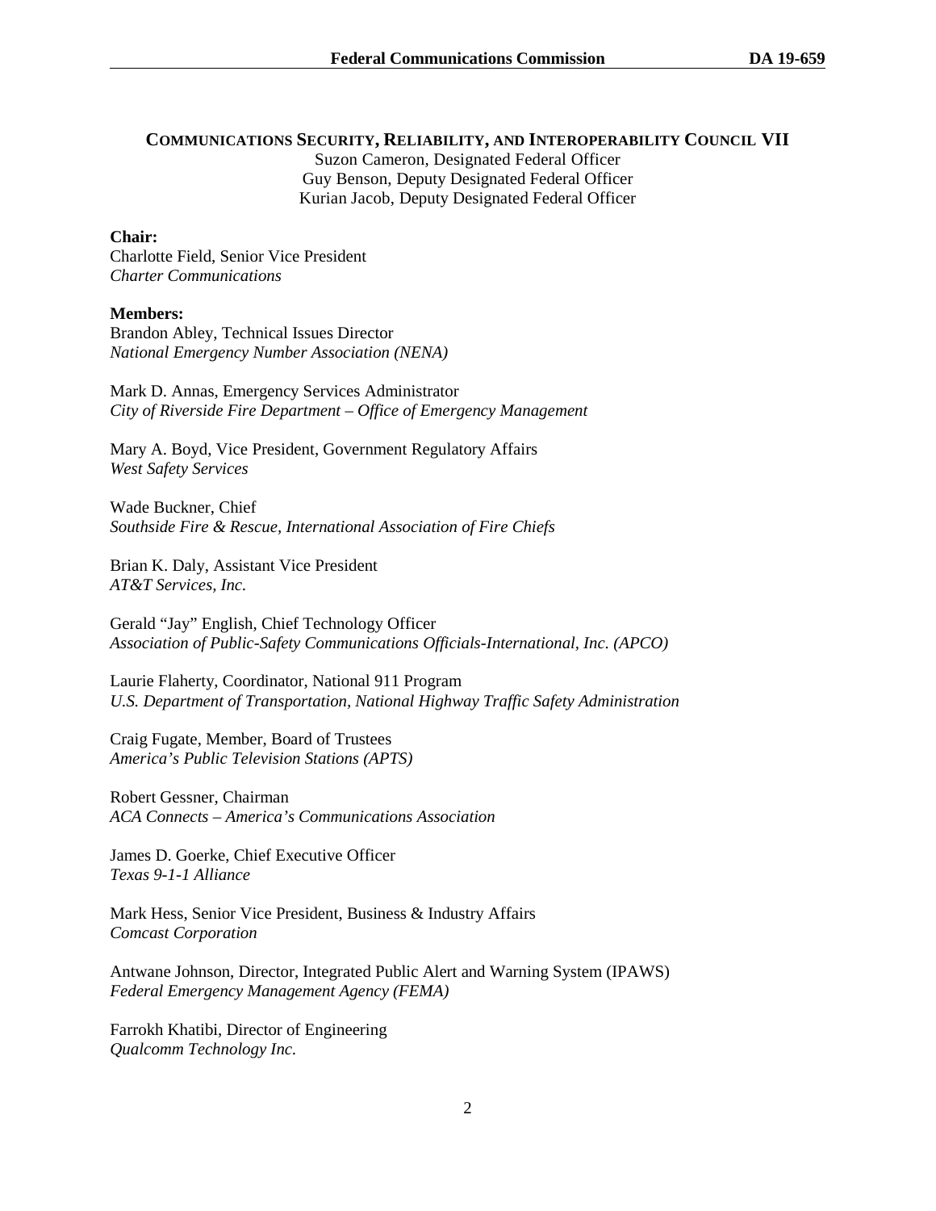**COMMUNICATIONS SECURITY, RELIABILITY, AND INTEROPERABILITY COUNCIL VII**

Suzon Cameron, Designated Federal Officer
Guy Benson, Deputy Designated Federal Officer
Kurian Jacob, Deputy Designated Federal Officer

**Chair:**
Charlotte Field, Senior Vice President
*Charter Communications*

**Members:**
Brandon Abley, Technical Issues Director
*National Emergency Number Association (NENA)*

Mark D. Annas, Emergency Services Administrator
*City of Riverside Fire Department – Office of Emergency Management*

Mary A. Boyd, Vice President, Government Regulatory Affairs
*West Safety Services*

Wade Buckner, Chief
*Southside Fire & Rescue, International Association of Fire Chiefs*

Brian K. Daly, Assistant Vice President
*AT&T Services, Inc.*

Gerald "Jay" English, Chief Technology Officer
*Association of Public-Safety Communications Officials-International, Inc. (APCO)*

Laurie Flaherty, Coordinator, National 911 Program
*U.S. Department of Transportation, National Highway Traffic Safety Administration*

Craig Fugate, Member, Board of Trustees
*America's Public Television Stations (APTS)*

Robert Gessner, Chairman
*ACA Connects – America's Communications Association*

James D. Goerke, Chief Executive Officer
*Texas 9-1-1 Alliance*

Mark Hess, Senior Vice President, Business & Industry Affairs
*Comcast Corporation*

Antwane Johnson, Director, Integrated Public Alert and Warning System (IPAWS)
*Federal Emergency Management Agency (FEMA)*

Farrokh Khatibi, Director of Engineering
*Qualcomm Technology Inc.*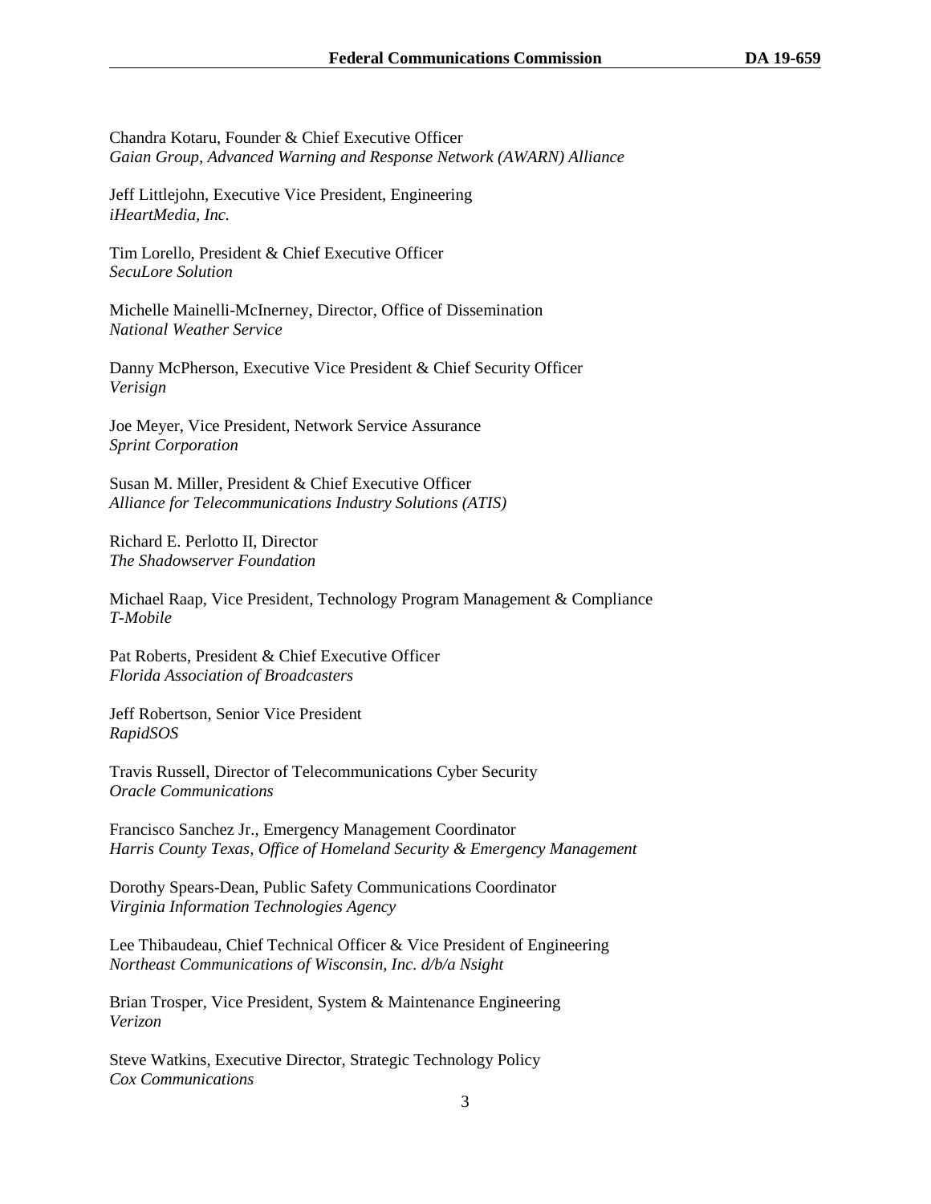Chandra Kotaru, Founder & Chief Executive Officer
*Gaian Group, Advanced Warning and Response Network (AWARN) Alliance*

Jeff Littlejohn, Executive Vice President, Engineering
*iHeartMedia, Inc.*

Tim Lorello, President & Chief Executive Officer
*SecuLore Solution*

Michelle Mainelli-McInerney, Director, Office of Dissemination
*National Weather Service*

Danny McPherson, Executive Vice President & Chief Security Officer
*Verisign*

Joe Meyer, Vice President, Network Service Assurance
*Sprint Corporation*

Susan M. Miller, President & Chief Executive Officer
*Alliance for Telecommunications Industry Solutions (ATIS)*

Richard E. Perlotto II, Director
*The Shadowserver Foundation*

Michael Raap, Vice President, Technology Program Management & Compliance
*T-Mobile*

Pat Roberts, President & Chief Executive Officer
*Florida Association of Broadcasters*

Jeff Robertson, Senior Vice President
*RapidSOS*

Travis Russell, Director of Telecommunications Cyber Security
*Oracle Communications*

Francisco Sanchez Jr., Emergency Management Coordinator
*Harris County Texas, Office of Homeland Security & Emergency Management*

Dorothy Spears-Dean, Public Safety Communications Coordinator
*Virginia Information Technologies Agency*

Lee Thibaudeau, Chief Technical Officer & Vice President of Engineering
*Northeast Communications of Wisconsin, Inc. d/b/a Nsight*

Brian Trosper, Vice President, System & Maintenance Engineering
*Verizon*

Steve Watkins, Executive Director, Strategic Technology Policy
*Cox Communications*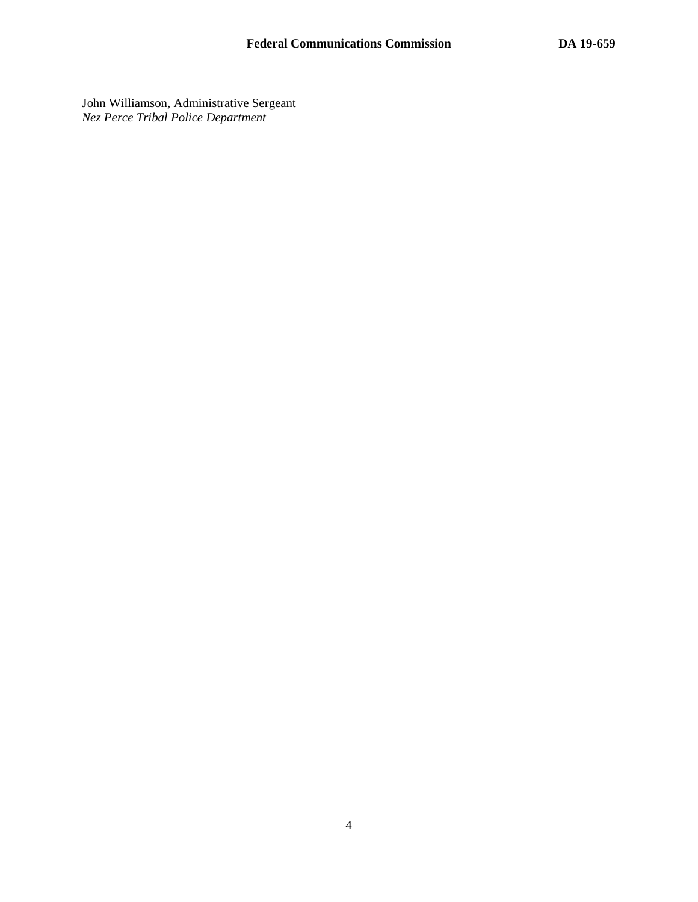John Williamson, Administrative Sergeant
*Nez Perce Tribal Police Department*